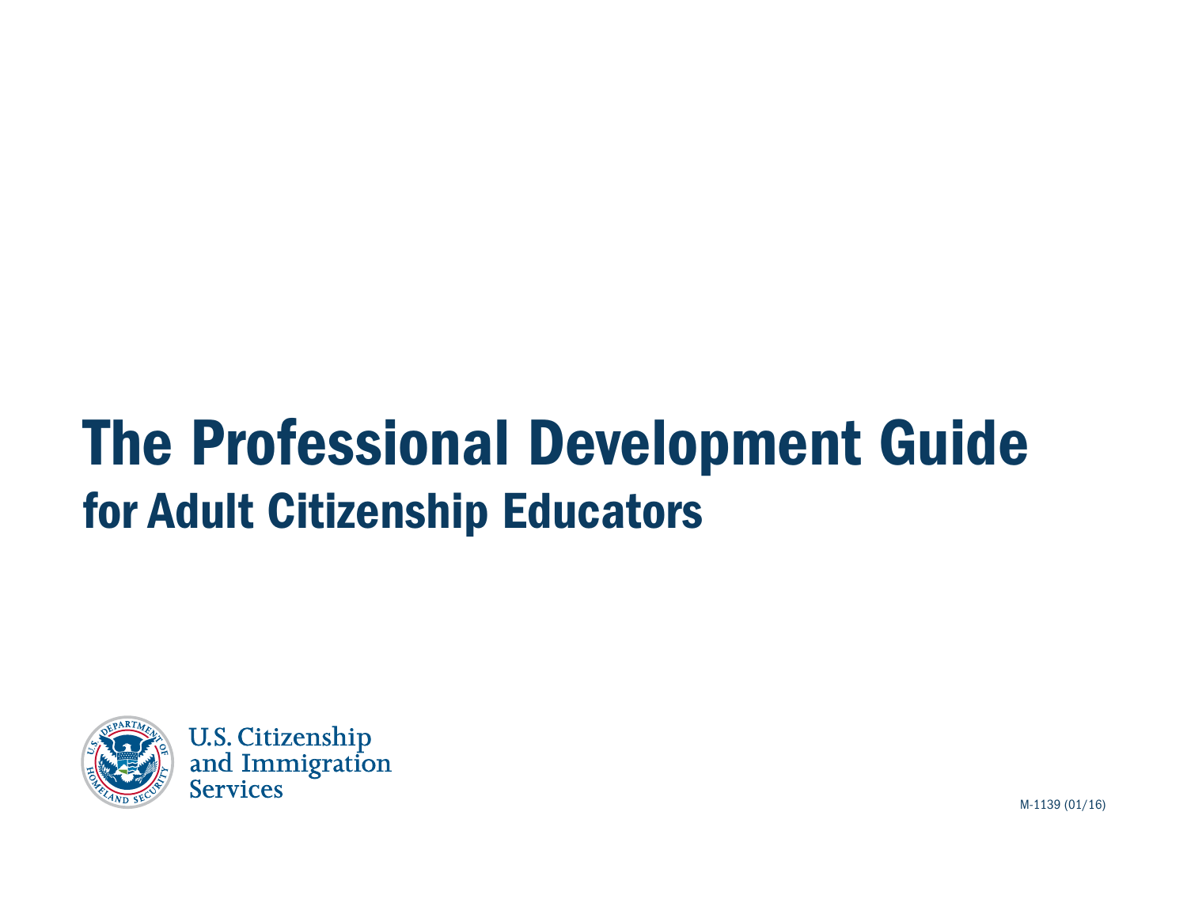# The Professional Development Guide

## for Adult Citizenship Educators

U.S. Citizenship and Immigration Services

M-1139 (01/16)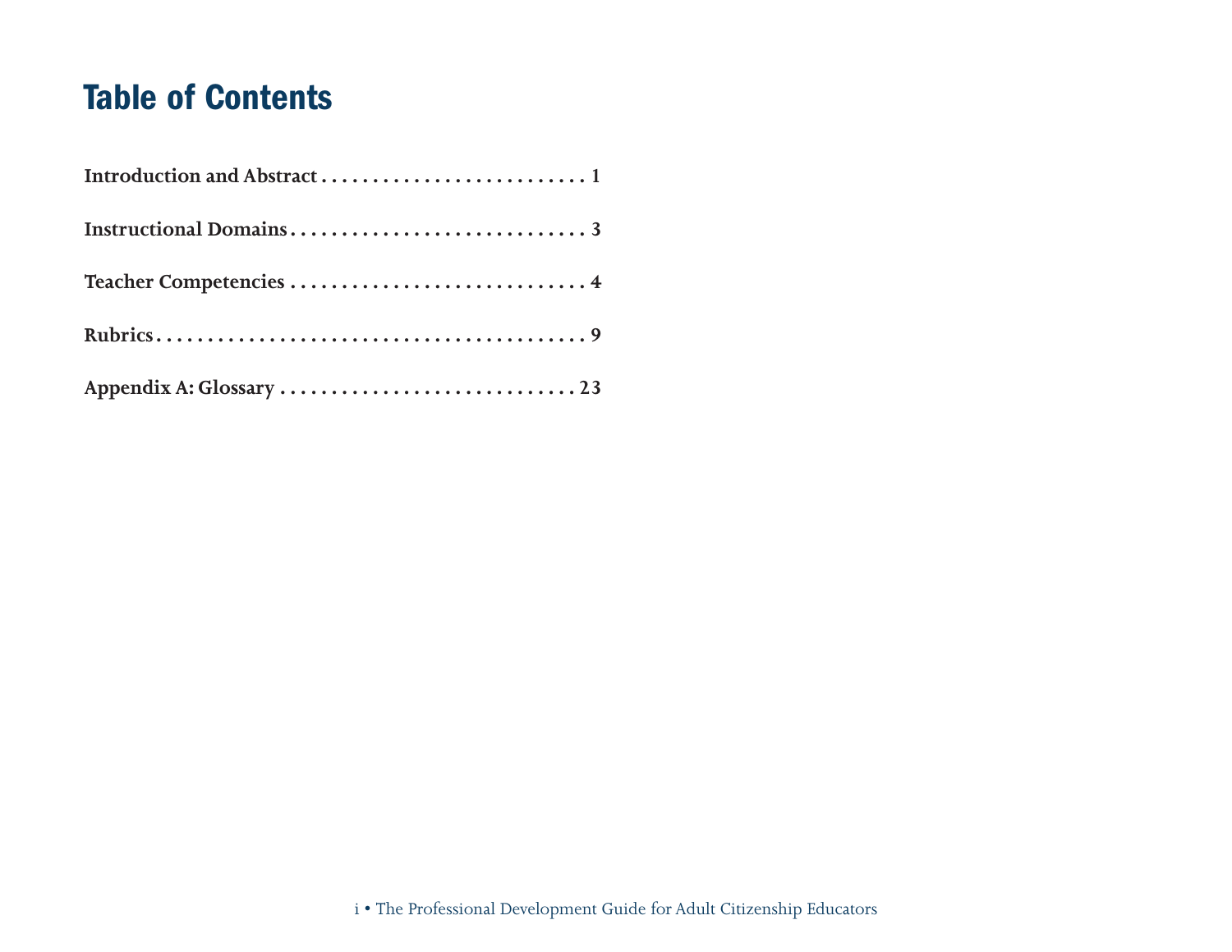# Table of Contents

**Introduction and Abstract . . . . . . . . . . . . . . . . . . . . . . . . . . 1**

**Instructional Domains . . . . . . . . . . . . . . . . . . . . . . . . . . . . . 3**

**Teacher Competencies . . . . . . . . . . . . . . . . . . . . . . . . . . . . . 4**

**Rubrics . . . . . . . . . . . . . . . . . . . . . . . . . . . . . . . . . . . . . . . . . 9**

**Appendix A: Glossary . . . . . . . . . . . . . . . . . . . . . . . . . . . . 23**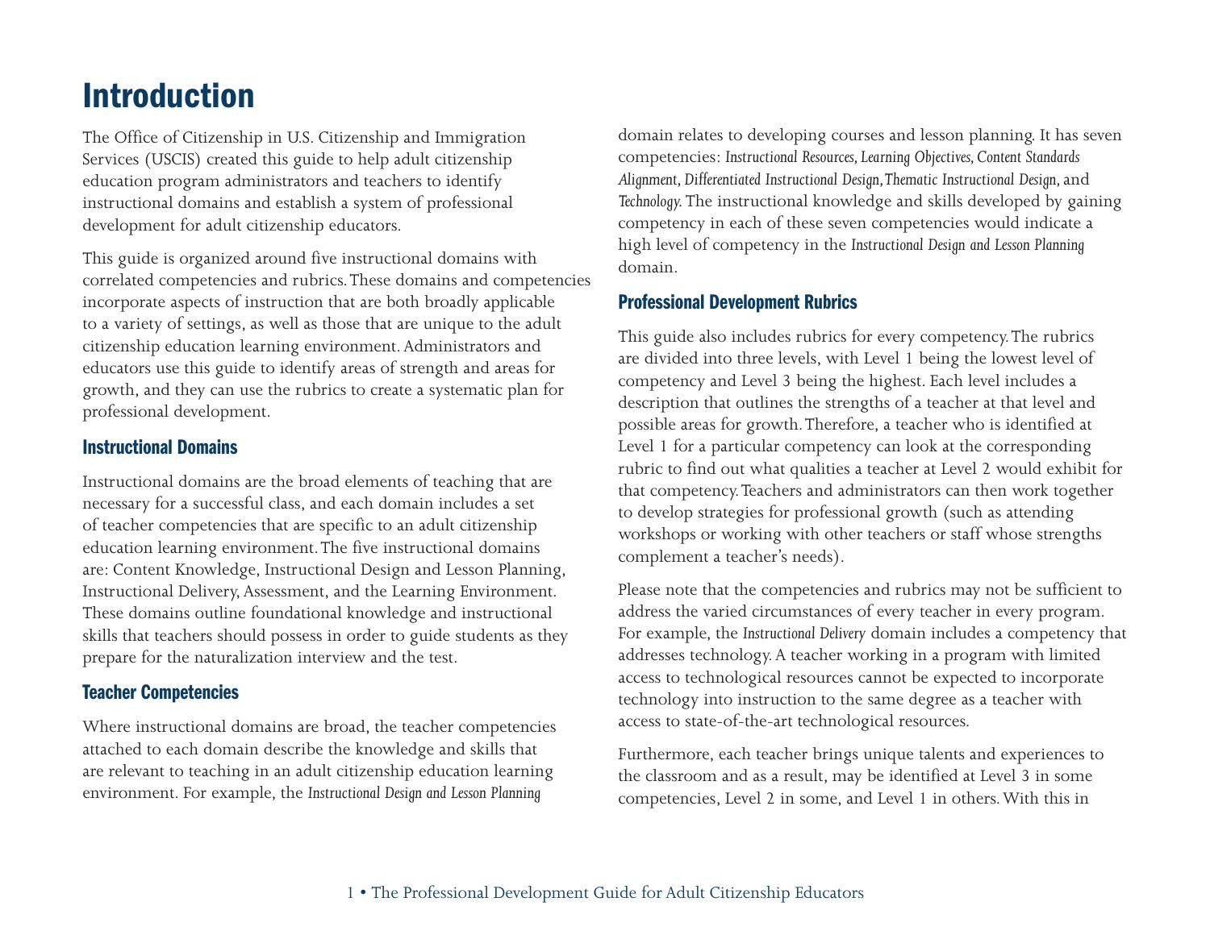# Introduction

The Office of Citizenship in U.S. Citizenship and Immigration Services (USCIS) created this guide to help adult citizenship education program administrators and teachers to identify instructional domains and establish a system of professional development for adult citizenship educators.

This guide is organized around five instructional domains with correlated competencies and rubrics. These domains and competencies incorporate aspects of instruction that are both broadly applicable to a variety of settings, as well as those that are unique to the adult citizenship education learning environment. Administrators and educators use this guide to identify areas of strength and areas for growth, and they can use the rubrics to create a systematic plan for professional development.

## Instructional Domains

Instructional domains are the broad elements of teaching that are necessary for a successful class, and each domain includes a set of teacher competencies that are specific to an adult citizenship education learning environment. The five instructional domains are: Content Knowledge, Instructional Design and Lesson Planning, Instructional Delivery, Assessment, and the Learning Environment. These domains outline foundational knowledge and instructional skills that teachers should possess in order to guide students as they prepare for the naturalization interview and the test.

## Teacher Competencies

Where instructional domains are broad, the teacher competencies attached to each domain describe the knowledge and skills that are relevant to teaching in an adult citizenship education learning environment. For example, the *Instructional Design and Lesson Planning* domain relates to developing courses and lesson planning. It has seven competencies: *Instructional Resources, Learning Objectives, Content Standards Alignment, Differentiated Instructional Design, Thematic Instructional Design,* and *Technology.* The instructional knowledge and skills developed by gaining competency in each of these seven competencies would indicate a high level of competency in the *Instructional Design and Lesson Planning* domain.

## Professional Development Rubrics

This guide also includes rubrics for every competency. The rubrics are divided into three levels, with Level 1 being the lowest level of competency and Level 3 being the highest. Each level includes a description that outlines the strengths of a teacher at that level and possible areas for growth. Therefore, a teacher who is identified at Level 1 for a particular competency can look at the corresponding rubric to find out what qualities a teacher at Level 2 would exhibit for that competency. Teachers and administrators can then work together to develop strategies for professional growth (such as attending workshops or working with other teachers or staff whose strengths complement a teacher's needs).

Please note that the competencies and rubrics may not be sufficient to address the varied circumstances of every teacher in every program. For example, the *Instructional Delivery* domain includes a competency that addresses technology. A teacher working in a program with limited access to technological resources cannot be expected to incorporate technology into instruction to the same degree as a teacher with access to state-of-the-art technological resources.

Furthermore, each teacher brings unique talents and experiences to the classroom and as a result, may be identified at Level 3 in some competencies, Level 2 in some, and Level 1 in others. With this in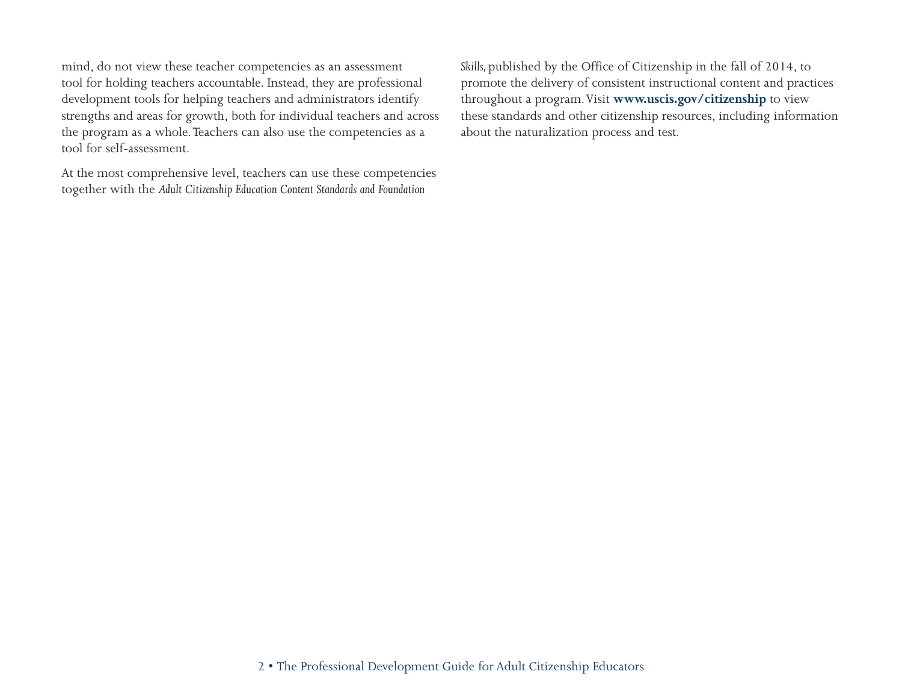mind, do not view these teacher competencies as an assessment tool for holding teachers accountable. Instead, they are professional development tools for helping teachers and administrators identify strengths and areas for growth, both for individual teachers and across the program as a whole. Teachers can also use the competencies as a tool for self-assessment.

At the most comprehensive level, teachers can use these competencies together with the *Adult Citizenship Education Content Standards and Foundation Skills,* published by the Office of Citizenship in the fall of 2014, to promote the delivery of consistent instructional content and practices throughout a program. Visit **www.uscis.gov/citizenship** to view these standards and other citizenship resources, including information about the naturalization process and test.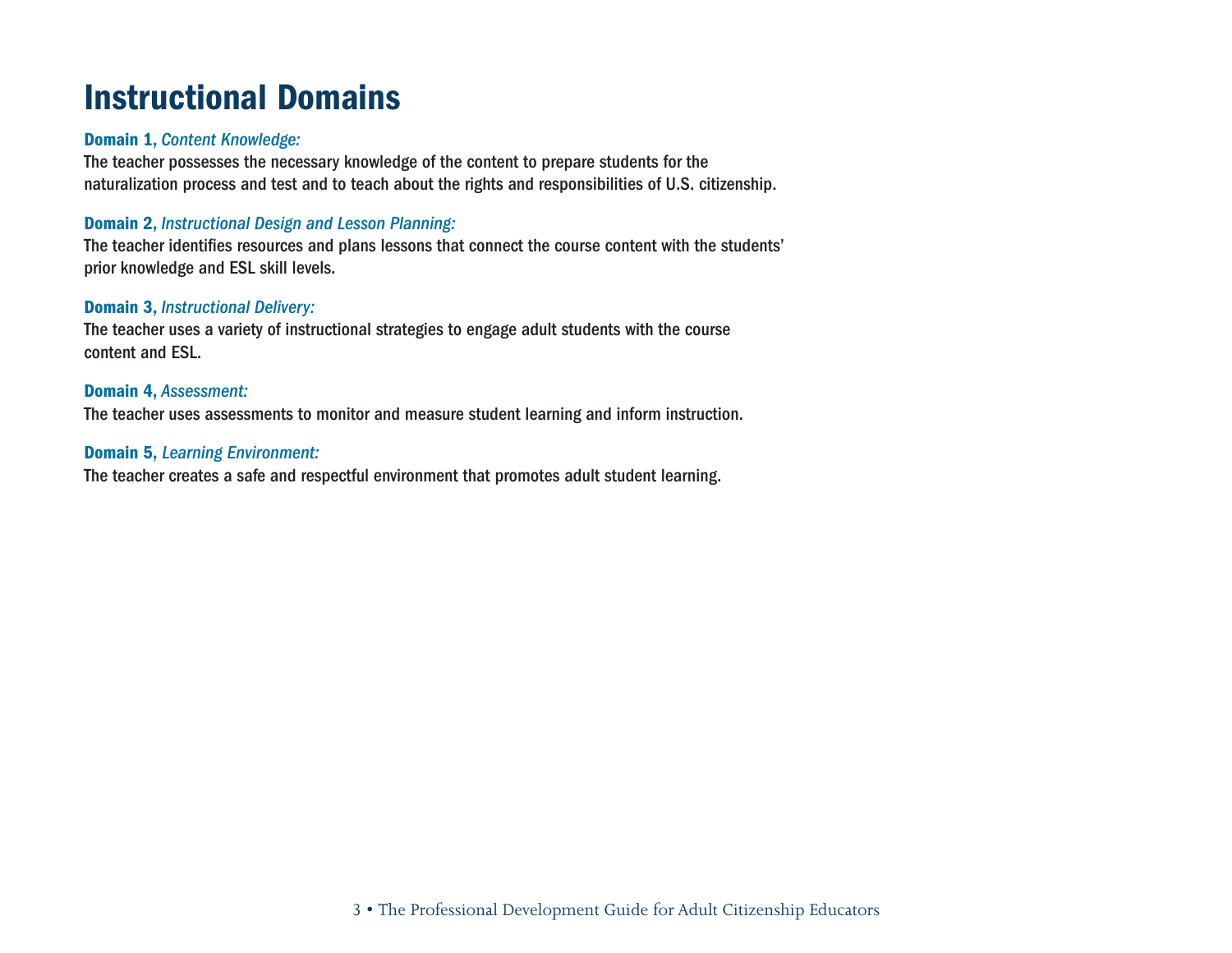# Instructional Domains

**Domain 1,** ***Content Knowledge:***
The teacher possesses the necessary knowledge of the content to prepare students for the naturalization process and test and to teach about the rights and responsibilities of U.S. citizenship.

**Domain 2,** ***Instructional Design and Lesson Planning:***
The teacher identifies resources and plans lessons that connect the course content with the students' prior knowledge and ESL skill levels.

**Domain 3,** ***Instructional Delivery:***
The teacher uses a variety of instructional strategies to engage adult students with the course content and ESL.

**Domain 4,** ***Assessment:***
The teacher uses assessments to monitor and measure student learning and inform instruction.

**Domain 5,** ***Learning Environment:***
The teacher creates a safe and respectful environment that promotes adult student learning.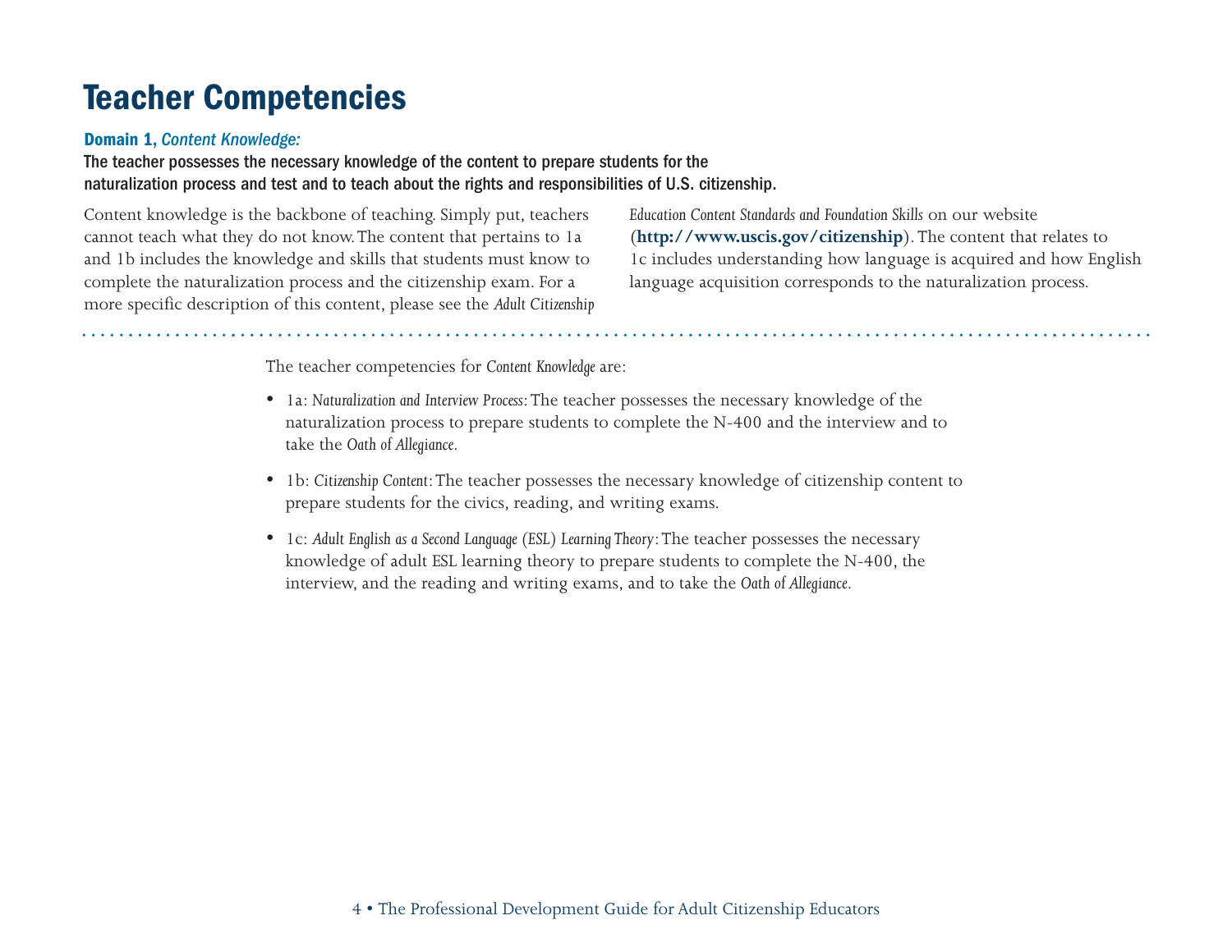# Teacher Competencies

### **Domain 1,** *Content Knowledge:*

**The teacher possesses the necessary knowledge of the content to prepare students for the naturalization process and test and to teach about the rights and responsibilities of U.S. citizenship.**

Content knowledge is the backbone of teaching. Simply put, teachers cannot teach what they do not know. The content that pertains to 1a and 1b includes the knowledge and skills that students must know to complete the naturalization process and the citizenship exam. For a more specific description of this content, please see the *Adult Citizenship Education Content Standards and Foundation Skills* on our website (**http://www.uscis.gov/citizenship**). The content that relates to 1c includes understanding how language is acquired and how English language acquisition corresponds to the naturalization process.

The teacher competencies for *Content Knowledge* are:

- 1a: *Naturalization and Interview Process*: The teacher possesses the necessary knowledge of the naturalization process to prepare students to complete the N-400 and the interview and to take the *Oath of Allegiance*.
- 1b: *Citizenship Content*: The teacher possesses the necessary knowledge of citizenship content to prepare students for the civics, reading, and writing exams.
- 1c: *Adult English as a Second Language (ESL) Learning Theory*: The teacher possesses the necessary knowledge of adult ESL learning theory to prepare students to complete the N-400, the interview, and the reading and writing exams, and to take the *Oath of Allegiance*.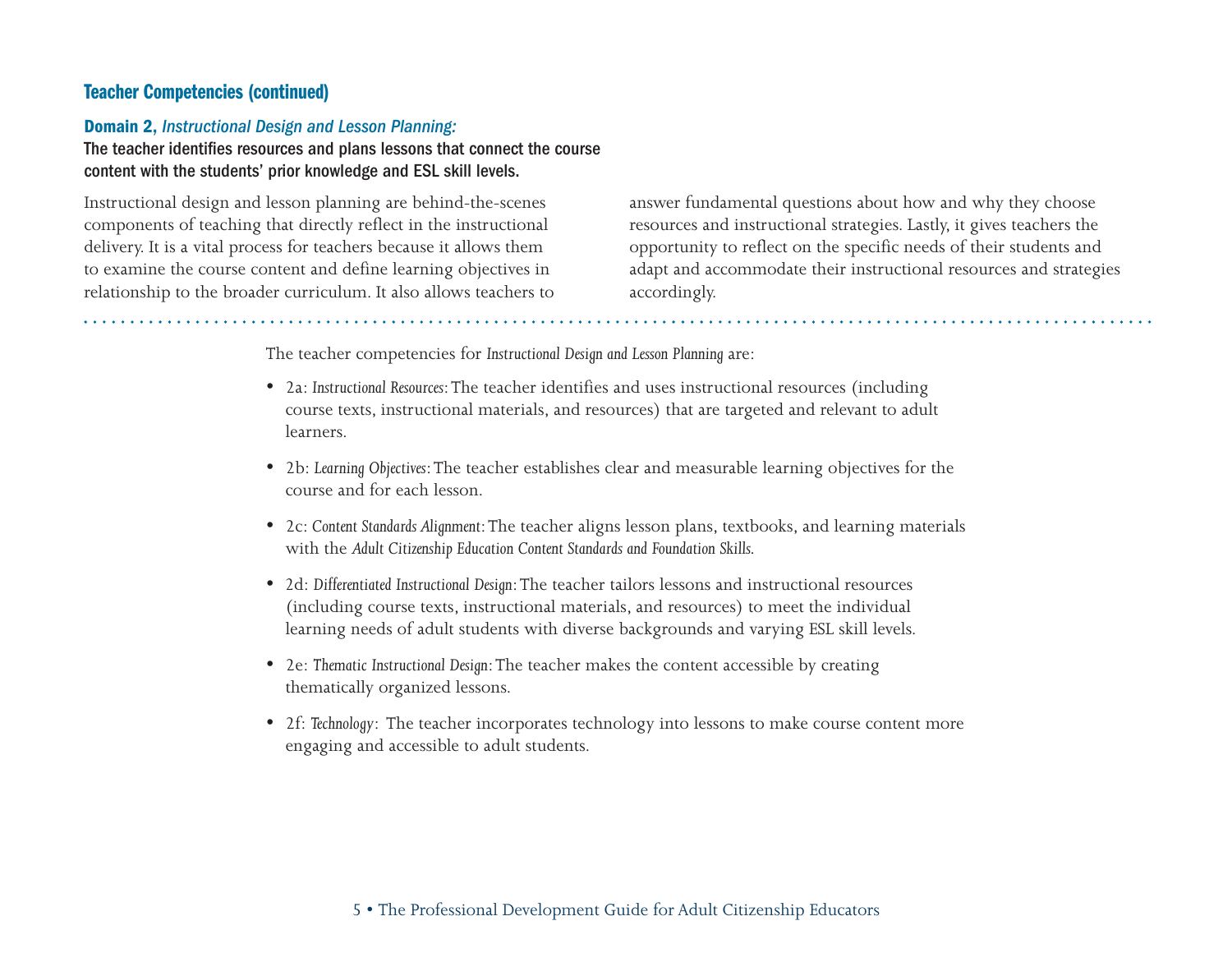## Teacher Competencies (continued)

### **Domain 2,** *Instructional Design and Lesson Planning:*

**The teacher identifies resources and plans lessons that connect the course content with the students' prior knowledge and ESL skill levels.**

Instructional design and lesson planning are behind-the-scenes components of teaching that directly reflect in the instructional delivery. It is a vital process for teachers because it allows them to examine the course content and define learning objectives in relationship to the broader curriculum. It also allows teachers to answer fundamental questions about how and why they choose resources and instructional strategies. Lastly, it gives teachers the opportunity to reflect on the specific needs of their students and adapt and accommodate their instructional resources and strategies accordingly.

The teacher competencies for *Instructional Design and Lesson Planning* are:

- 2a: *Instructional Resources*: The teacher identifies and uses instructional resources (including course texts, instructional materials, and resources) that are targeted and relevant to adult learners.
- 2b: *Learning Objectives*: The teacher establishes clear and measurable learning objectives for the course and for each lesson.
- 2c: *Content Standards Alignment*: The teacher aligns lesson plans, textbooks, and learning materials with the *Adult Citizenship Education Content Standards and Foundation Skills.*
- 2d: *Differentiated Instructional Design*: The teacher tailors lessons and instructional resources (including course texts, instructional materials, and resources) to meet the individual learning needs of adult students with diverse backgrounds and varying ESL skill levels.
- 2e: *Thematic Instructional Design*: The teacher makes the content accessible by creating thematically organized lessons.
- 2f: *Technology*: The teacher incorporates technology into lessons to make course content more engaging and accessible to adult students.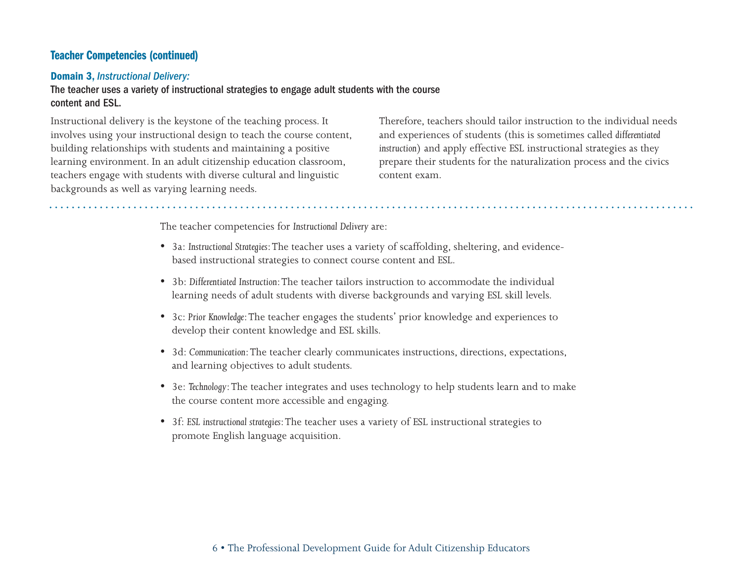## Teacher Competencies (continued)

### Domain 3, *Instructional Delivery:*

**The teacher uses a variety of instructional strategies to engage adult students with the course content and ESL.**

Instructional delivery is the keystone of the teaching process. It involves using your instructional design to teach the course content, building relationships with students and maintaining a positive learning environment. In an adult citizenship education classroom, teachers engage with students with diverse cultural and linguistic backgrounds as well as varying learning needs. Therefore, teachers should tailor instruction to the individual needs and experiences of students (this is sometimes called *differentiated instruction*) and apply effective ESL instructional strategies as they prepare their students for the naturalization process and the civics content exam.

The teacher competencies for *Instructional Delivery* are:

- 3a: *Instructional Strategies*: The teacher uses a variety of scaffolding, sheltering, and evidence-based instructional strategies to connect course content and ESL.
- 3b: *Differentiated Instruction*: The teacher tailors instruction to accommodate the individual learning needs of adult students with diverse backgrounds and varying ESL skill levels.
- 3c: *Prior Knowledge*: The teacher engages the students' prior knowledge and experiences to develop their content knowledge and ESL skills.
- 3d: *Communication*: The teacher clearly communicates instructions, directions, expectations, and learning objectives to adult students.
- 3e: *Technology*: The teacher integrates and uses technology to help students learn and to make the course content more accessible and engaging.
- 3f: *ESL instructional strategies*: The teacher uses a variety of ESL instructional strategies to promote English language acquisition.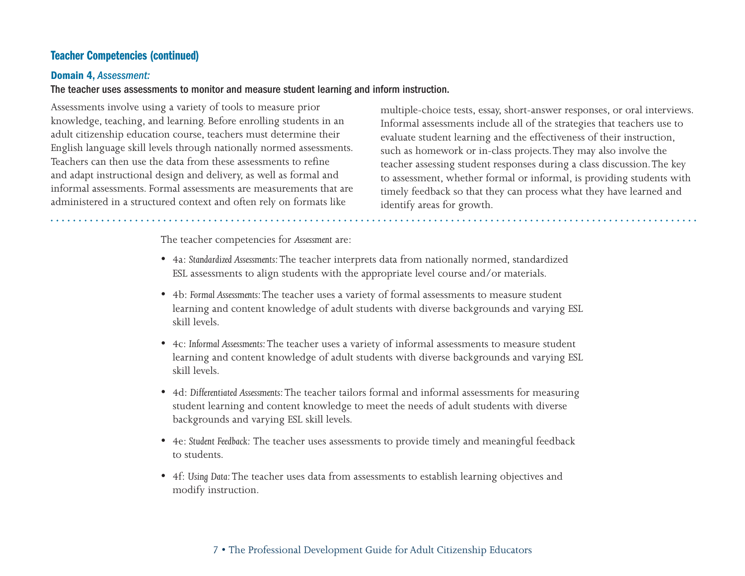## Teacher Competencies (continued)

### Domain 4, *Assessment:*

**The teacher uses assessments to monitor and measure student learning and inform instruction.**

Assessments involve using a variety of tools to measure prior knowledge, teaching, and learning. Before enrolling students in an adult citizenship education course, teachers must determine their English language skill levels through nationally normed assessments. Teachers can then use the data from these assessments to refine and adapt instructional design and delivery, as well as formal and informal assessments. Formal assessments are measurements that are administered in a structured context and often rely on formats like multiple-choice tests, essay, short-answer responses, or oral interviews. Informal assessments include all of the strategies that teachers use to evaluate student learning and the effectiveness of their instruction, such as homework or in-class projects. They may also involve the teacher assessing student responses during a class discussion. The key to assessment, whether formal or informal, is providing students with timely feedback so that they can process what they have learned and identify areas for growth.

The teacher competencies for *Assessment* are:

- 4a: *Standardized Assessments:* The teacher interprets data from nationally normed, standardized ESL assessments to align students with the appropriate level course and/or materials.
- 4b: *Formal Assessments:* The teacher uses a variety of formal assessments to measure student learning and content knowledge of adult students with diverse backgrounds and varying ESL skill levels.
- 4c: *Informal Assessments:* The teacher uses a variety of informal assessments to measure student learning and content knowledge of adult students with diverse backgrounds and varying ESL skill levels.
- 4d: *Differentiated Assessments:* The teacher tailors formal and informal assessments for measuring student learning and content knowledge to meet the needs of adult students with diverse backgrounds and varying ESL skill levels.
- 4e: *Student Feedback*: The teacher uses assessments to provide timely and meaningful feedback to students.
- 4f: *Using Data:* The teacher uses data from assessments to establish learning objectives and modify instruction.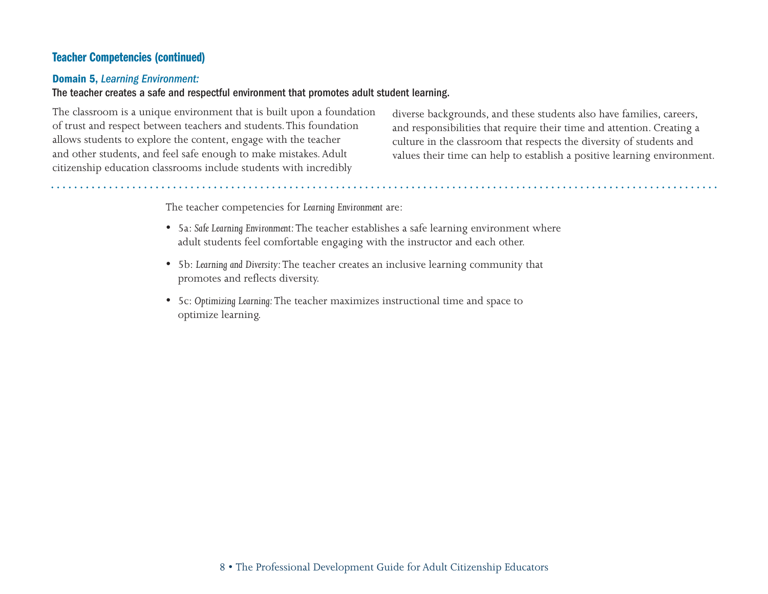## Teacher Competencies (continued)

### **Domain 5,** *Learning Environment:*

**The teacher creates a safe and respectful environment that promotes adult student learning.**

The classroom is a unique environment that is built upon a foundation of trust and respect between teachers and students. This foundation allows students to explore the content, engage with the teacher and other students, and feel safe enough to make mistakes. Adult citizenship education classrooms include students with incredibly diverse backgrounds, and these students also have families, careers, and responsibilities that require their time and attention. Creating a culture in the classroom that respects the diversity of students and values their time can help to establish a positive learning environment.

The teacher competencies for *Learning Environment* are:

- 5a: *Safe Learning Environment:* The teacher establishes a safe learning environment where adult students feel comfortable engaging with the instructor and each other.
- 5b: *Learning and Diversity:* The teacher creates an inclusive learning community that promotes and reflects diversity.
- 5c: *Optimizing Learning:* The teacher maximizes instructional time and space to optimize learning.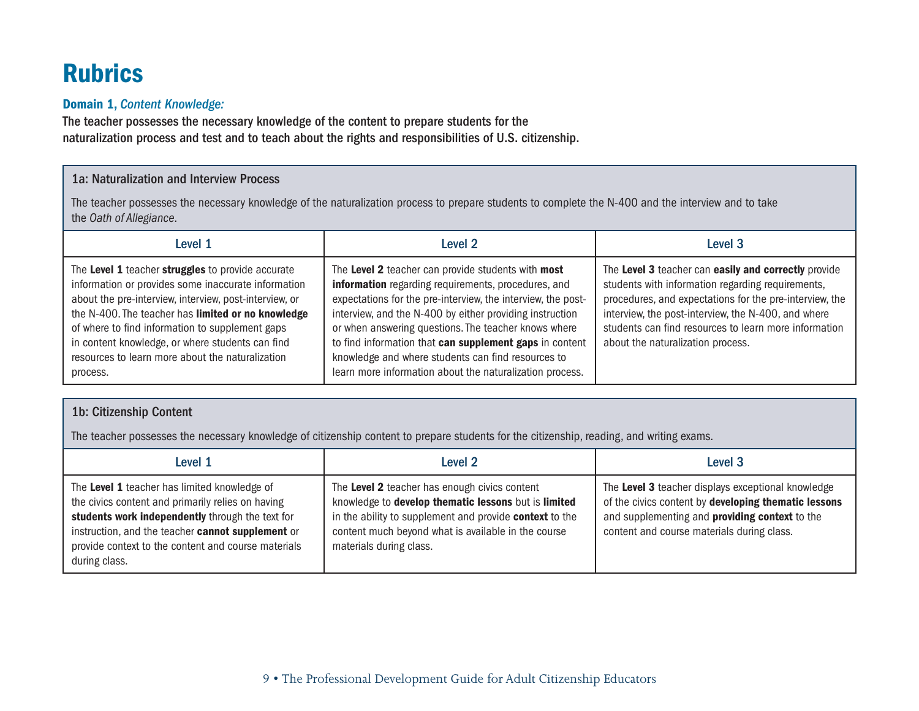# Rubrics

**Domain 1,** ***Content Knowledge:***

**The teacher possesses the necessary knowledge of the content to prepare students for the naturalization process and test and to teach about the rights and responsibilities of U.S. citizenship.**

**1a: Naturalization and Interview Process**

The teacher possesses the necessary knowledge of the naturalization process to prepare students to complete the N-400 and the interview and to take the *Oath of Allegiance*.

| Level 1 | Level 2 | Level 3 |
|---|---|---|
| The **Level 1** teacher **struggles** to provide accurate information or provides some inaccurate information about the pre-interview, interview, post-interview, or the N-400. The teacher has **limited or no knowledge** of where to find information to supplement gaps in content knowledge, or where students can find resources to learn more about the naturalization process. | The **Level 2** teacher can provide students with **most information** regarding requirements, procedures, and expectations for the pre-interview, the interview, the post-interview, and the N-400 by either providing instruction or when answering questions. The teacher knows where to find information that **can supplement gaps** in content knowledge and where students can find resources to learn more information about the naturalization process. | The **Level 3** teacher can **easily and correctly** provide students with information regarding requirements, procedures, and expectations for the pre-interview, the interview, the post-interview, the N-400, and where students can find resources to learn more information about the naturalization process. |

**1b: Citizenship Content**

The teacher possesses the necessary knowledge of citizenship content to prepare students for the citizenship, reading, and writing exams.

| Level 1 | Level 2 | Level 3 |
|---|---|---|
| The **Level 1** teacher has limited knowledge of the civics content and primarily relies on having **students work independently** through the text for instruction, and the teacher **cannot supplement** or provide context to the content and course materials during class. | The **Level 2** teacher has enough civics content knowledge to **develop thematic lessons** but is **limited** in the ability to supplement and provide **context** to the content much beyond what is available in the course materials during class. | The **Level 3** teacher displays exceptional knowledge of the civics content by **developing thematic lessons** and supplementing and **providing context** to the content and course materials during class. |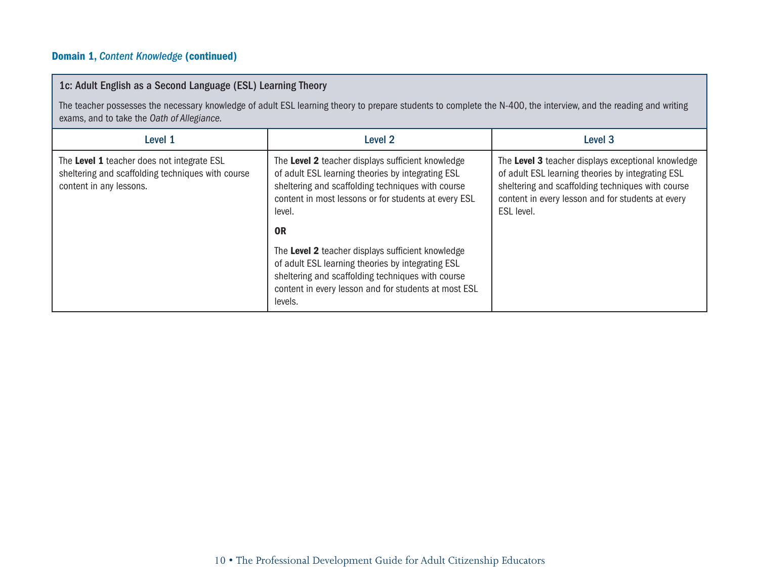**Domain 1, *Content Knowledge* (continued)**

| 1c: Adult English as a Second Language (ESL) Learning Theory | | |
|---|---|---|
| The teacher possesses the necessary knowledge of adult ESL learning theory to prepare students to complete the N-400, the interview, and the reading and writing exams, and to take the *Oath of Allegiance.* | | |
| **Level 1** | **Level 2** | **Level 3** |
| The **Level 1** teacher does not integrate ESL sheltering and scaffolding techniques with course content in any lessons. | The **Level 2** teacher displays sufficient knowledge of adult ESL learning theories by integrating ESL sheltering and scaffolding techniques with course content in most lessons or for students at every ESL level.<br><br>**OR**<br><br>The **Level 2** teacher displays sufficient knowledge of adult ESL learning theories by integrating ESL sheltering and scaffolding techniques with course content in every lesson and for students at most ESL levels. | The **Level 3** teacher displays exceptional knowledge of adult ESL learning theories by integrating ESL sheltering and scaffolding techniques with course content in every lesson and for students at every ESL level. |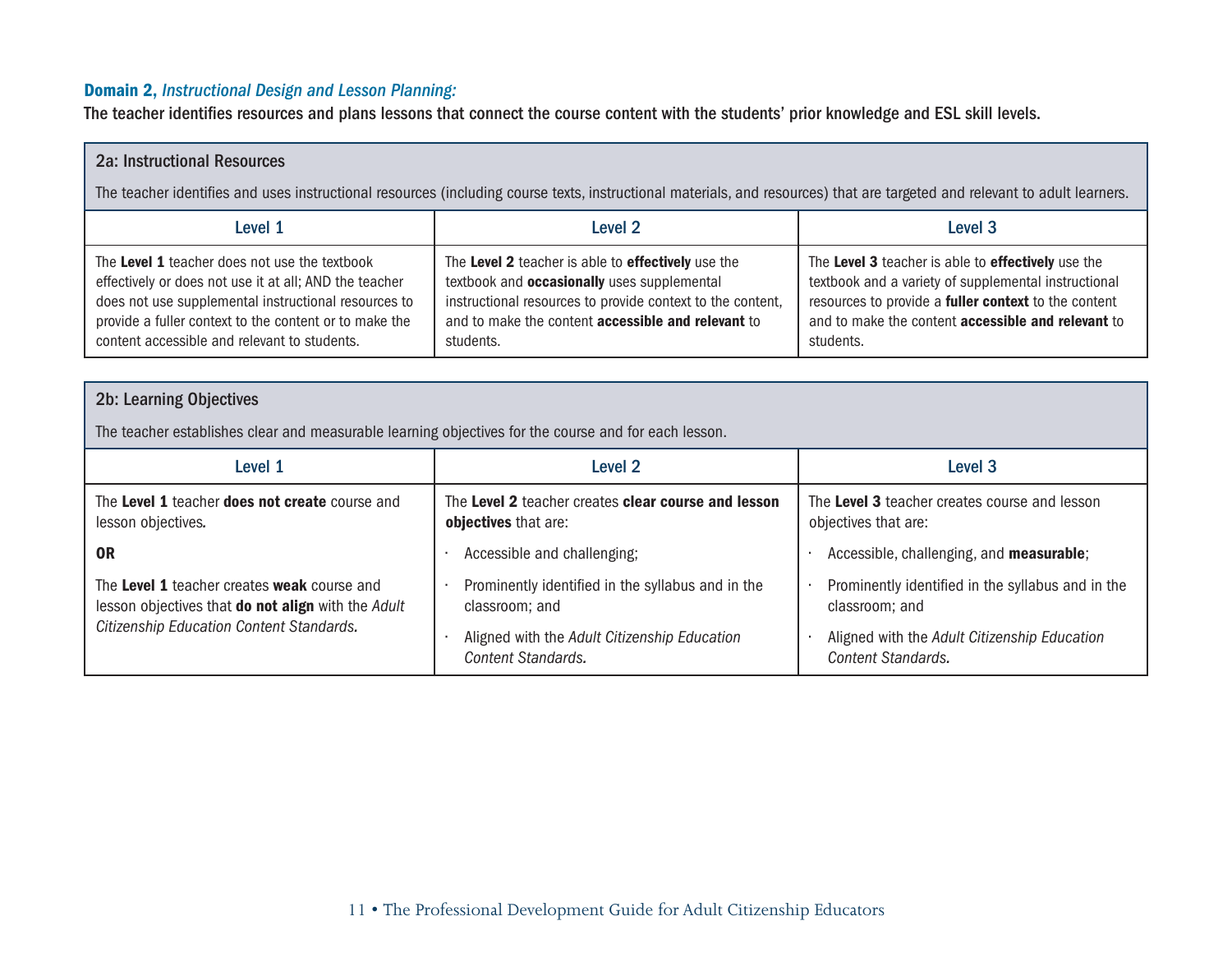## **Domain 2,** *Instructional Design and Lesson Planning:*

**The teacher identifies resources and plans lessons that connect the course content with the students' prior knowledge and ESL skill levels.**

### 2a: Instructional Resources

The teacher identifies and uses instructional resources (including course texts, instructional materials, and resources) that are targeted and relevant to adult learners.

| Level 1 | Level 2 | Level 3 |
|---|---|---|
| The **Level 1** teacher does not use the textbook effectively or does not use it at all; AND the teacher does not use supplemental instructional resources to provide a fuller context to the content or to make the content accessible and relevant to students. | The **Level 2** teacher is able to **effectively** use the textbook and **occasionally** uses supplemental instructional resources to provide context to the content, and to make the content **accessible and relevant** to students. | The **Level 3** teacher is able to **effectively** use the textbook and a variety of supplemental instructional resources to provide a **fuller context** to the content and to make the content **accessible and relevant** to students. |

### 2b: Learning Objectives

The teacher establishes clear and measurable learning objectives for the course and for each lesson.

| Level 1 | Level 2 | Level 3 |
|---|---|---|
| The **Level 1** teacher **does not create** course and lesson objectives.<br><br>**OR**<br><br>The **Level 1** teacher creates **weak** course and lesson objectives that **do not align** with the *Adult Citizenship Education Content Standards.* | The **Level 2** teacher creates **clear course and lesson objectives** that are:<br>· Accessible and challenging;<br>· Prominently identified in the syllabus and in the classroom; and<br>· Aligned with the *Adult Citizenship Education Content Standards.* | The **Level 3** teacher creates course and lesson objectives that are:<br>· Accessible, challenging, and **measurable**;<br>· Prominently identified in the syllabus and in the classroom; and<br>· Aligned with the *Adult Citizenship Education Content Standards.* |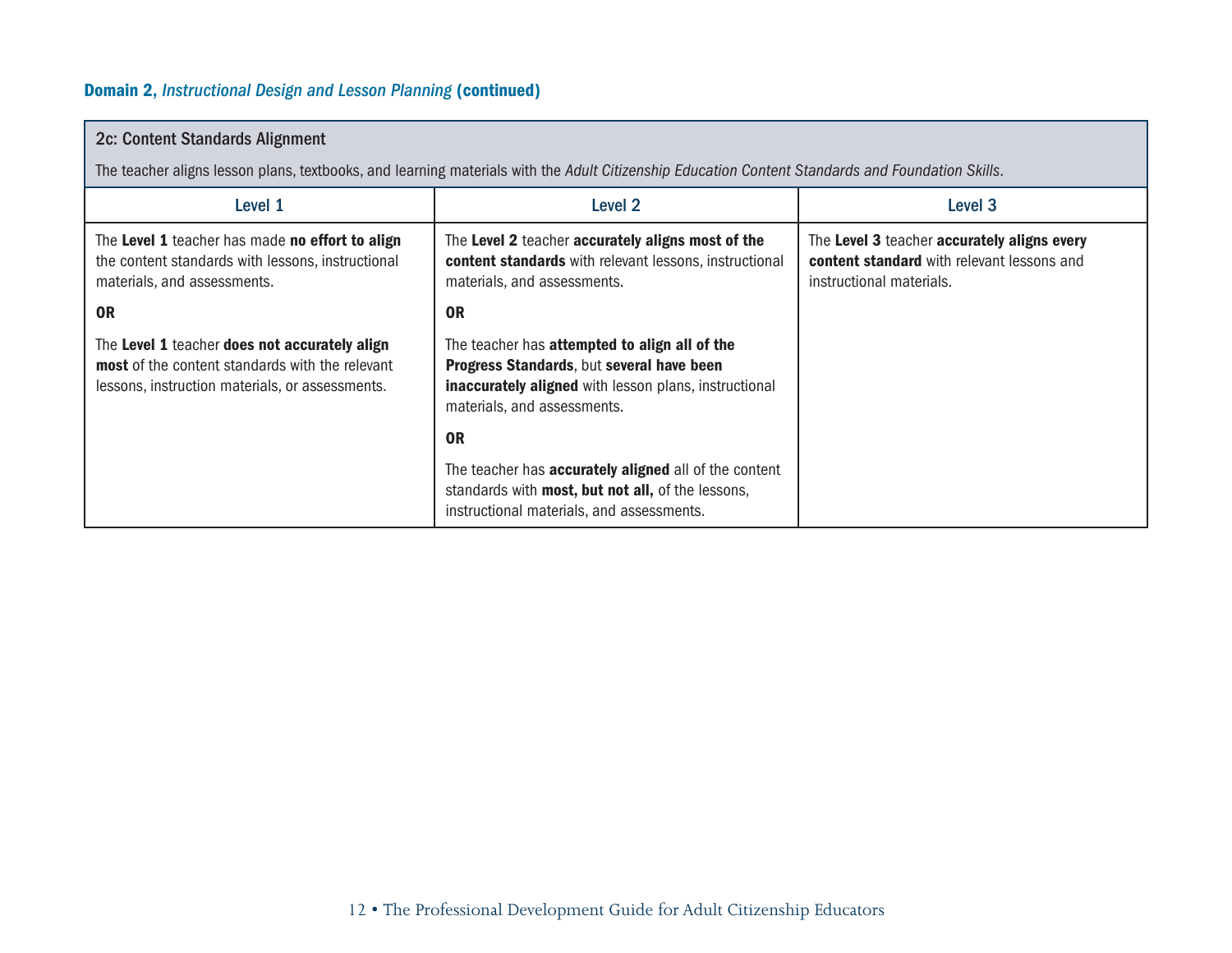### **Domain 2,** ***Instructional Design and Lesson Planning*** **(continued)**

| 2c: Content Standards Alignment<br><br>The teacher aligns lesson plans, textbooks, and learning materials with the *Adult Citizenship Education Content Standards and Foundation Skills*. | | |
|---|---|---|
| Level 1 | Level 2 | Level 3 |
| The **Level 1** teacher has made **no effort to align** the content standards with lessons, instructional materials, and assessments.<br><br>**OR**<br><br>The **Level 1** teacher **does not accurately align most** of the content standards with the relevant lessons, instruction materials, or assessments. | The **Level 2** teacher **accurately aligns most of the content standards** with relevant lessons, instructional materials, and assessments.<br><br>**OR**<br><br>The teacher has **attempted to align all of the Progress Standards**, but **several have been inaccurately aligned** with lesson plans, instructional materials, and assessments.<br><br>**OR**<br><br>The teacher has **accurately aligned** all of the content standards with **most, but not all,** of the lessons, instructional materials, and assessments. | The **Level 3** teacher **accurately aligns every content standard** with relevant lessons and instructional materials. |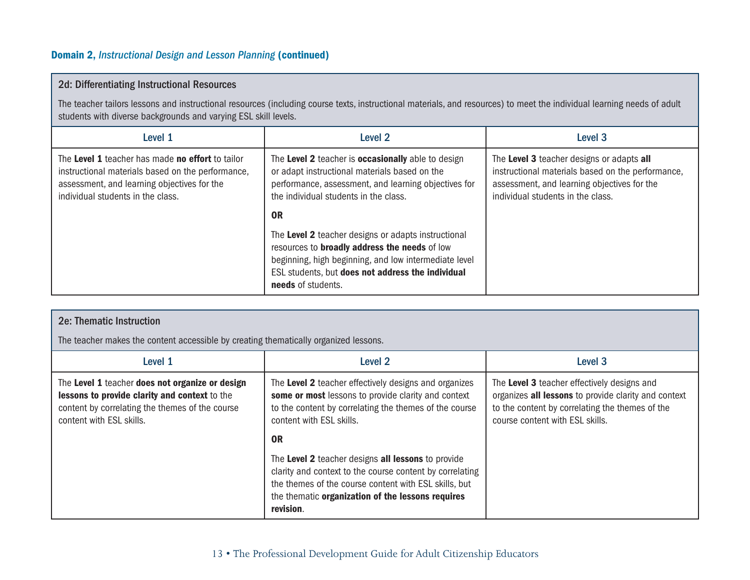### **Domain 2,** ***Instructional Design and Lesson Planning*** **(continued)**

#### 2d: Differentiating Instructional Resources

The teacher tailors lessons and instructional resources (including course texts, instructional materials, and resources) to meet the individual learning needs of adult students with diverse backgrounds and varying ESL skill levels.

| Level 1 | Level 2 | Level 3 |
|---|---|---|
| The **Level 1** teacher has made **no effort** to tailor instructional materials based on the performance, assessment, and learning objectives for the individual students in the class. | The **Level 2** teacher is **occasionally** able to design or adapt instructional materials based on the performance, assessment, and learning objectives for the individual students in the class.<br><br>**OR**<br><br>The **Level 2** teacher designs or adapts instructional resources to **broadly address the needs** of low beginning, high beginning, and low intermediate level ESL students, but **does not address the individual needs** of students. | The **Level 3** teacher designs or adapts **all** instructional materials based on the performance, assessment, and learning objectives for the individual students in the class. |

#### 2e: Thematic Instruction

The teacher makes the content accessible by creating thematically organized lessons.

| Level 1 | Level 2 | Level 3 |
|---|---|---|
| The **Level 1** teacher **does not organize or design lessons to provide clarity and context** to the content by correlating the themes of the course content with ESL skills. | The **Level 2** teacher effectively designs and organizes **some or most** lessons to provide clarity and context to the content by correlating the themes of the course content with ESL skills.<br><br>**OR**<br><br>The **Level 2** teacher designs **all lessons** to provide clarity and context to the course content by correlating the themes of the course content with ESL skills, but the thematic **organization of the lessons requires revision**. | The **Level 3** teacher effectively designs and organizes **all lessons** to provide clarity and context to the content by correlating the themes of the course content with ESL skills. |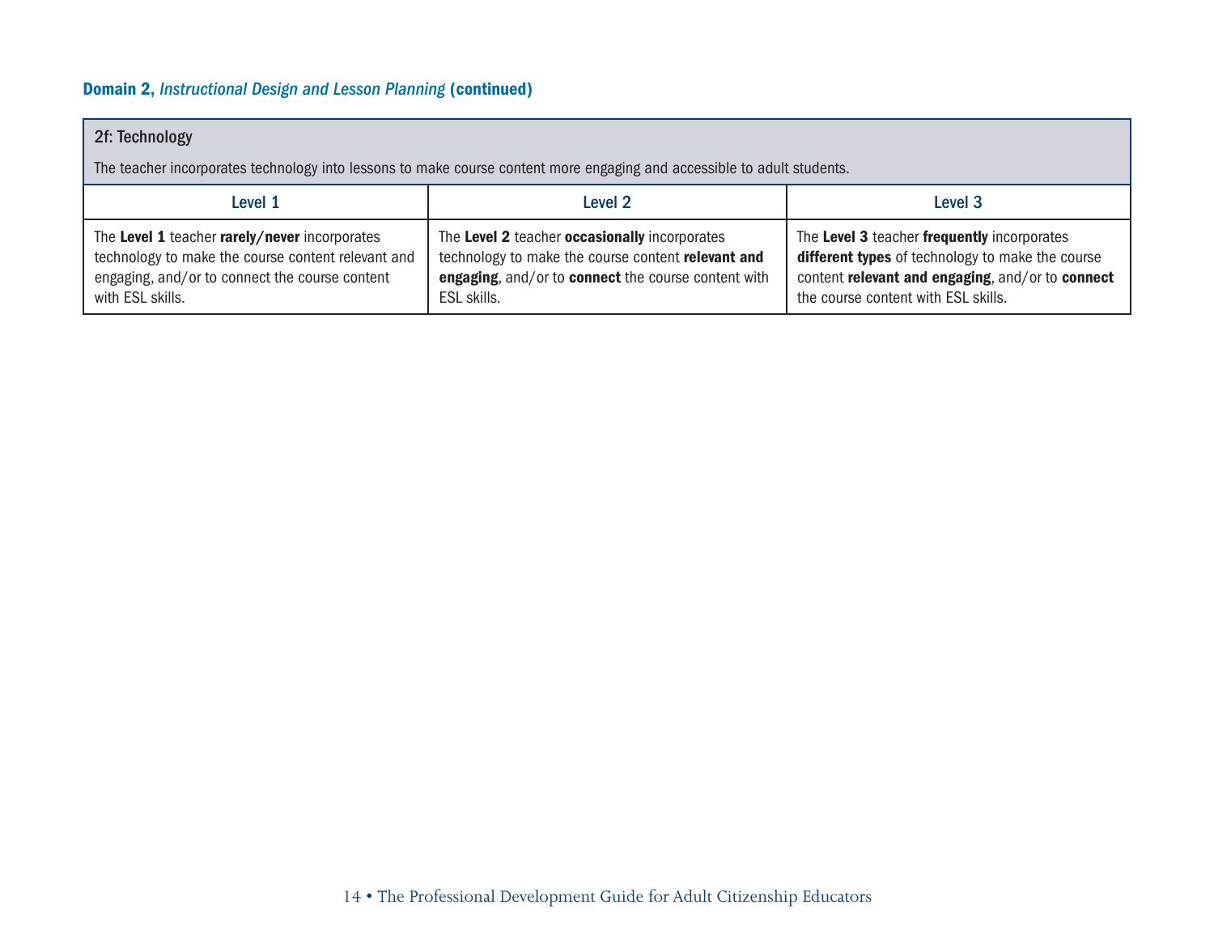## **Domain 2,** ***Instructional Design and Lesson Planning*** **(continued)**

| **2f: Technology**<br><br>The teacher incorporates technology into lessons to make course content more engaging and accessible to adult students. | | |
|---|---|---|
| Level 1 | Level 2 | Level 3 |
| The **Level 1** teacher **rarely/never** incorporates technology to make the course content relevant and engaging, and/or to connect the course content with ESL skills. | The **Level 2** teacher **occasionally** incorporates technology to make the course content **relevant and engaging**, and/or to **connect** the course content with ESL skills. | The **Level 3** teacher **frequently** incorporates **different types** of technology to make the course content **relevant and engaging**, and/or to **connect** the course content with ESL skills. |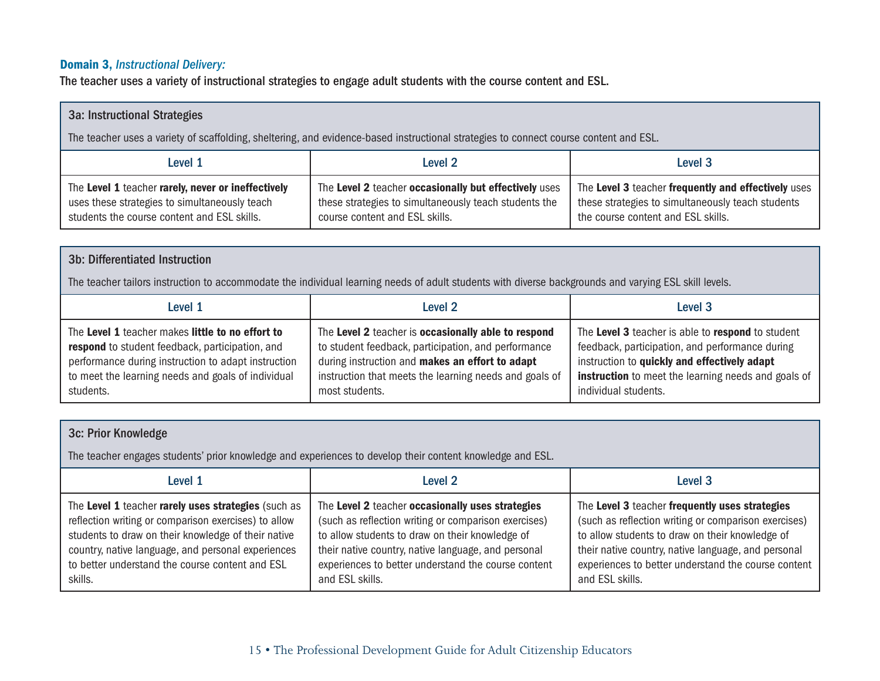**Domain 3,** ***Instructional Delivery:***

**The teacher uses a variety of instructional strategies to engage adult students with the course content and ESL.**

### 3a: Instructional Strategies

The teacher uses a variety of scaffolding, sheltering, and evidence-based instructional strategies to connect course content and ESL.

| Level 1 | Level 2 | Level 3 |
| --- | --- | --- |
| The **Level 1** teacher **rarely, never or ineffectively** uses these strategies to simultaneously teach students the course content and ESL skills. | The **Level 2** teacher **occasionally but effectively** uses these strategies to simultaneously teach students the course content and ESL skills. | The **Level 3** teacher **frequently and effectively** uses these strategies to simultaneously teach students the course content and ESL skills. |

### 3b: Differentiated Instruction

The teacher tailors instruction to accommodate the individual learning needs of adult students with diverse backgrounds and varying ESL skill levels.

| Level 1 | Level 2 | Level 3 |
| --- | --- | --- |
| The **Level 1** teacher makes **little to no effort to respond** to student feedback, participation, and performance during instruction to adapt instruction to meet the learning needs and goals of individual students. | The **Level 2** teacher is **occasionally able to respond** to student feedback, participation, and performance during instruction and **makes an effort to adapt** instruction that meets the learning needs and goals of most students. | The **Level 3** teacher is able to **respond** to student feedback, participation, and performance during instruction to **quickly and effectively adapt instruction** to meet the learning needs and goals of individual students. |

### 3c: Prior Knowledge

The teacher engages students' prior knowledge and experiences to develop their content knowledge and ESL.

| Level 1 | Level 2 | Level 3 |
| --- | --- | --- |
| The **Level 1** teacher **rarely uses strategies** (such as reflection writing or comparison exercises) to allow students to draw on their knowledge of their native country, native language, and personal experiences to better understand the course content and ESL skills. | The **Level 2** teacher **occasionally uses strategies** (such as reflection writing or comparison exercises) to allow students to draw on their knowledge of their native country, native language, and personal experiences to better understand the course content and ESL skills. | The **Level 3** teacher **frequently uses strategies** (such as reflection writing or comparison exercises) to allow students to draw on their knowledge of their native country, native language, and personal experiences to better understand the course content and ESL skills. |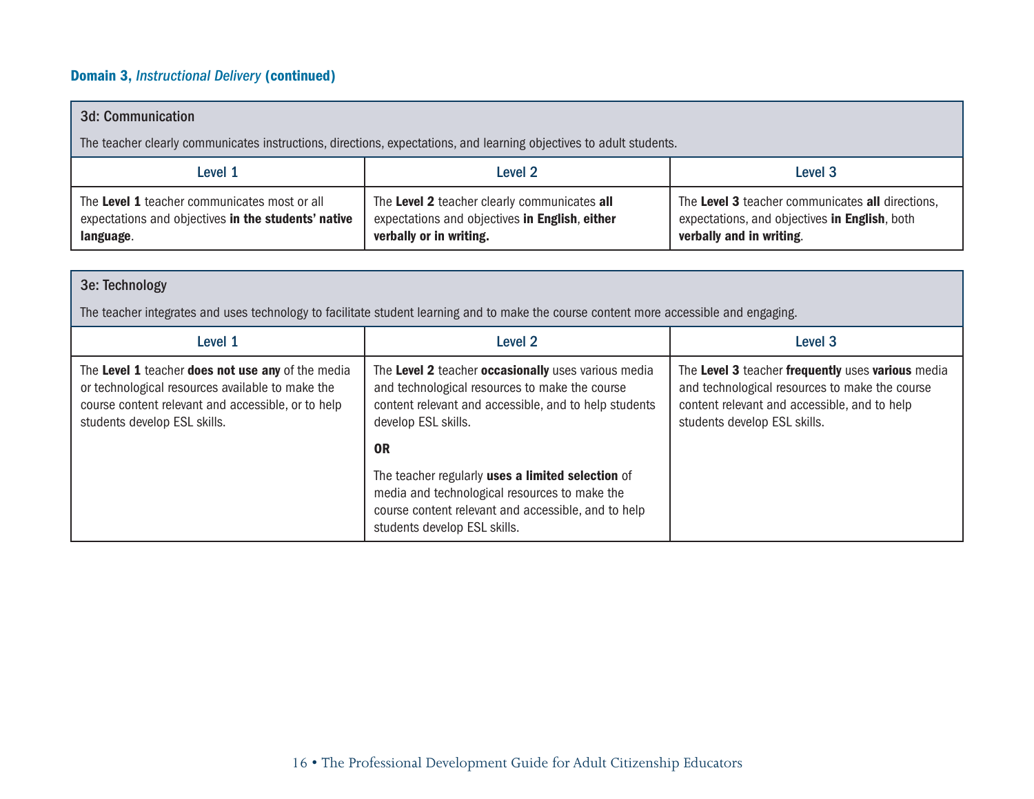**Domain 3, *Instructional Delivery* (continued)**

| 3d: Communication | | |
|---|---|---|
| The teacher clearly communicates instructions, directions, expectations, and learning objectives to adult students. | | |
| Level 1 | Level 2 | Level 3 |
| The **Level 1** teacher communicates most or all expectations and objectives **in the students' native language**. | The **Level 2** teacher clearly communicates **all** expectations and objectives **in English**, **either verbally or in writing.** | The **Level 3** teacher communicates **all** directions, expectations, and objectives **in English**, both **verbally and in writing**. |

| 3e: Technology | | |
|---|---|---|
| The teacher integrates and uses technology to facilitate student learning and to make the course content more accessible and engaging. | | |
| Level 1 | Level 2 | Level 3 |
| The **Level 1** teacher **does not use any** of the media or technological resources available to make the course content relevant and accessible, or to help students develop ESL skills. | The **Level 2** teacher **occasionally** uses various media and technological resources to make the course content relevant and accessible, and to help students develop ESL skills. **OR** The teacher regularly **uses a limited selection** of media and technological resources to make the course content relevant and accessible, and to help students develop ESL skills. | The **Level 3** teacher **frequently** uses **various** media and technological resources to make the course content relevant and accessible, and to help students develop ESL skills. |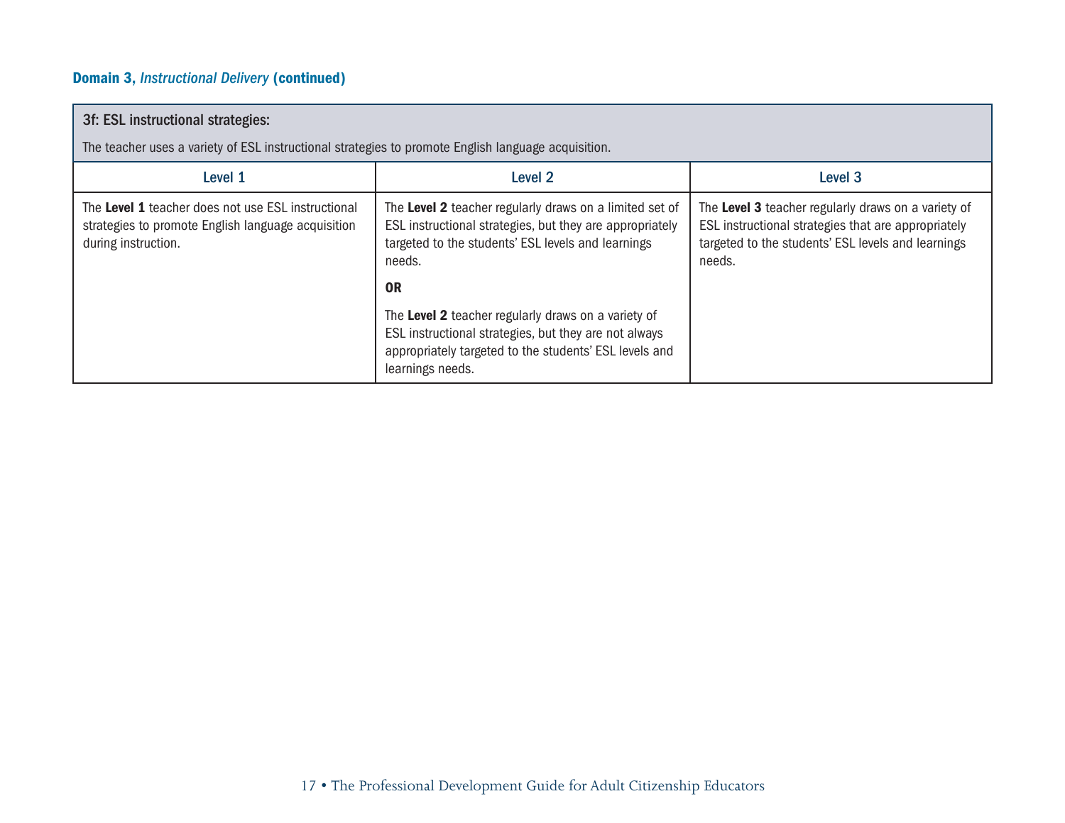### Domain 3, *Instructional Delivery* (continued)

| **3f: ESL instructional strategies:** The teacher uses a variety of ESL instructional strategies to promote English language acquisition. | | |
|---|---|---|
| **Level 1** | **Level 2** | **Level 3** |
| The **Level 1** teacher does not use ESL instructional strategies to promote English language acquisition during instruction. | The **Level 2** teacher regularly draws on a limited set of ESL instructional strategies, but they are appropriately targeted to the students' ESL levels and learnings needs. **OR** The **Level 2** teacher regularly draws on a variety of ESL instructional strategies, but they are not always appropriately targeted to the students' ESL levels and learnings needs. | The **Level 3** teacher regularly draws on a variety of ESL instructional strategies that are appropriately targeted to the students' ESL levels and learnings needs. |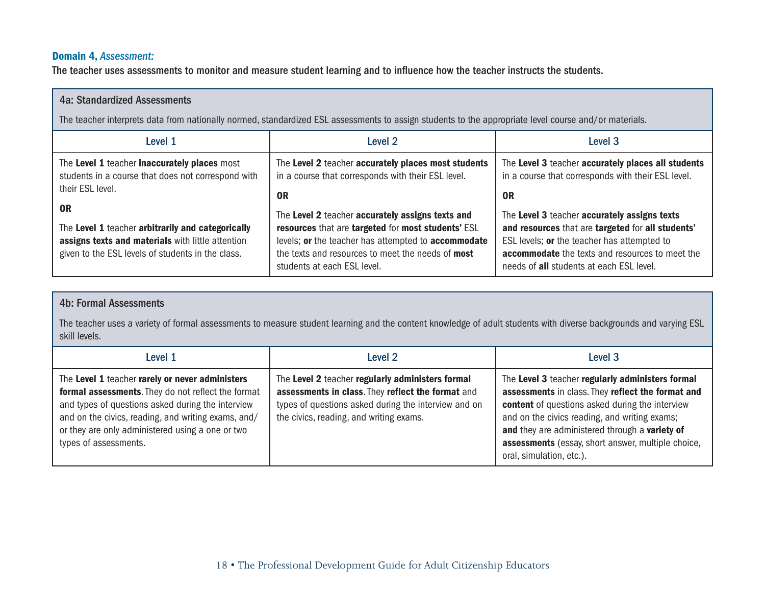**Domain 4,** ***Assessment:***

**The teacher uses assessments to monitor and measure student learning and to influence how the teacher instructs the students.**

| 4a: Standardized Assessments<br><br>The teacher interprets data from nationally normed, standardized ESL assessments to assign students to the appropriate level course and/or materials. | | |
|---|---|---|
| **Level 1** | **Level 2** | **Level 3** |
| The **Level 1** teacher **inaccurately places** most students in a course that does not correspond with their ESL level.<br><br>**OR**<br><br>The **Level 1** teacher **arbitrarily and categorically assigns texts and materials** with little attention given to the ESL levels of students in the class. | The **Level 2** teacher **accurately places most students** in a course that corresponds with their ESL level.<br><br>**OR**<br><br>The **Level 2** teacher **accurately assigns texts and resources** that are **targeted** for **most students'** ESL levels; **or** the teacher has attempted to **accommodate** the texts and resources to meet the needs of **most** students at each ESL level. | The **Level 3** teacher **accurately places all students** in a course that corresponds with their ESL level.<br><br>**OR**<br><br>The **Level 3** teacher **accurately assigns texts and resources** that are **targeted** for **all students'** ESL levels; **or** the teacher has attempted to **accommodate** the texts and resources to meet the needs of **all** students at each ESL level. |

| 4b: Formal Assessments<br><br>The teacher uses a variety of formal assessments to measure student learning and the content knowledge of adult students with diverse backgrounds and varying ESL skill levels. | | |
|---|---|---|
| **Level 1** | **Level 2** | **Level 3** |
| The **Level 1** teacher **rarely or never administers formal assessments**. They do not reflect the format and types of questions asked during the interview and on the civics, reading, and writing exams, and/or they are only administered using a one or two types of assessments. | The **Level 2** teacher **regularly administers formal assessments in class**. They **reflect the format** and types of questions asked during the interview and on the civics, reading, and writing exams. | The **Level 3** teacher **regularly administers formal assessments** in class. They **reflect the format and content** of questions asked during the interview and on the civics reading, and writing exams; **and** they are administered through a **variety of assessments** (essay, short answer, multiple choice, oral, simulation, etc.). |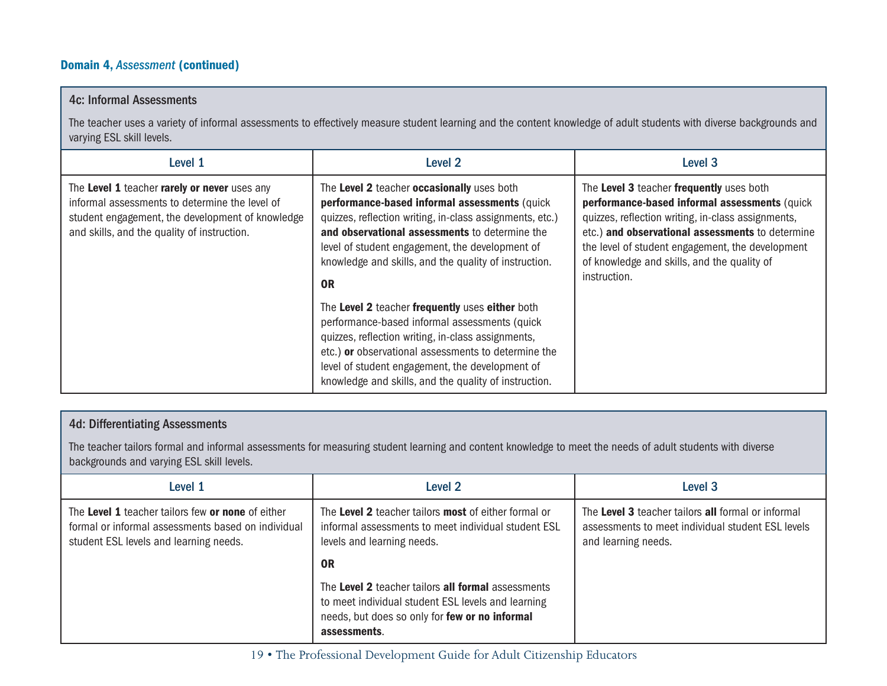**Domain 4, *Assessment* (continued)**

### 4c: Informal Assessments

The teacher uses a variety of informal assessments to effectively measure student learning and the content knowledge of adult students with diverse backgrounds and varying ESL skill levels.

| Level 1 | Level 2 | Level 3 |
|---|---|---|
| The **Level 1** teacher **rarely or never** uses any informal assessments to determine the level of student engagement, the development of knowledge and skills, and the quality of instruction. | The **Level 2** teacher **occasionally** uses both **performance-based informal assessments** (quick quizzes, reflection writing, in-class assignments, etc.) **and observational assessments** to determine the level of student engagement, the development of knowledge and skills, and the quality of instruction.<br><br>**OR**<br><br>The **Level 2** teacher **frequently** uses **either** both performance-based informal assessments (quick quizzes, reflection writing, in-class assignments, etc.) **or** observational assessments to determine the level of student engagement, the development of knowledge and skills, and the quality of instruction. | The **Level 3** teacher **frequently** uses both **performance-based informal assessments** (quick quizzes, reflection writing, in-class assignments, etc.) **and observational assessments** to determine the level of student engagement, the development of knowledge and skills, and the quality of instruction. |

### 4d: Differentiating Assessments

The teacher tailors formal and informal assessments for measuring student learning and content knowledge to meet the needs of adult students with diverse backgrounds and varying ESL skill levels.

| Level 1 | Level 2 | Level 3 |
|---|---|---|
| The **Level 1** teacher tailors few **or none** of either formal or informal assessments based on individual student ESL levels and learning needs. | The **Level 2** teacher tailors **most** of either formal or informal assessments to meet individual student ESL levels and learning needs.<br><br>**OR**<br><br>The **Level 2** teacher tailors **all formal** assessments to meet individual student ESL levels and learning needs, but does so only for **few or no informal assessments**. | The **Level 3** teacher tailors **all** formal or informal assessments to meet individual student ESL levels and learning needs. |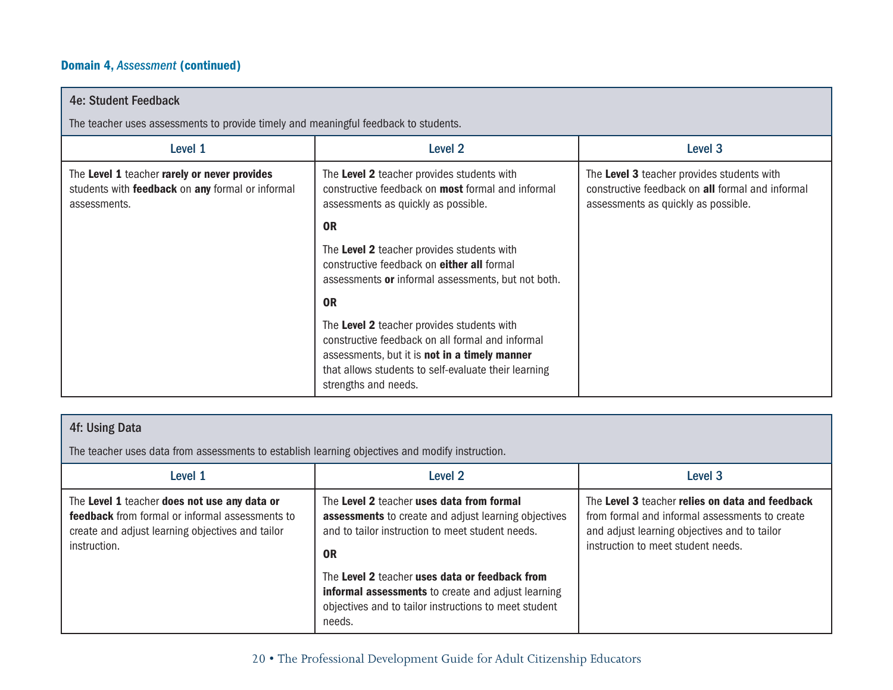### Domain 4, *Assessment* (continued)

**4e: Student Feedback**

The teacher uses assessments to provide timely and meaningful feedback to students.

| Level 1 | Level 2 | Level 3 |
|---|---|---|
| The **Level 1** teacher **rarely or never provides** students with **feedback** on **any** formal or informal assessments. | The **Level 2** teacher provides students with constructive feedback on **most** formal and informal assessments as quickly as possible.<br><br>**OR**<br><br>The **Level 2** teacher provides students with constructive feedback on **either all** formal assessments **or** informal assessments, but not both.<br><br>**OR**<br><br>The **Level 2** teacher provides students with constructive feedback on all formal and informal assessments, but it is **not in a timely manner** that allows students to self-evaluate their learning strengths and needs. | The **Level 3** teacher provides students with constructive feedback on **all** formal and informal assessments as quickly as possible. |

**4f: Using Data**

The teacher uses data from assessments to establish learning objectives and modify instruction.

| Level 1 | Level 2 | Level 3 |
|---|---|---|
| The **Level 1** teacher **does not use any data or feedback** from formal or informal assessments to create and adjust learning objectives and tailor instruction. | The **Level 2** teacher **uses data from formal assessments** to create and adjust learning objectives and to tailor instruction to meet student needs.<br><br>**OR**<br><br>The **Level 2** teacher **uses data or feedback from informal assessments** to create and adjust learning objectives and to tailor instructions to meet student needs. | The **Level 3** teacher **relies on data and feedback** from formal and informal assessments to create and adjust learning objectives and to tailor instruction to meet student needs. |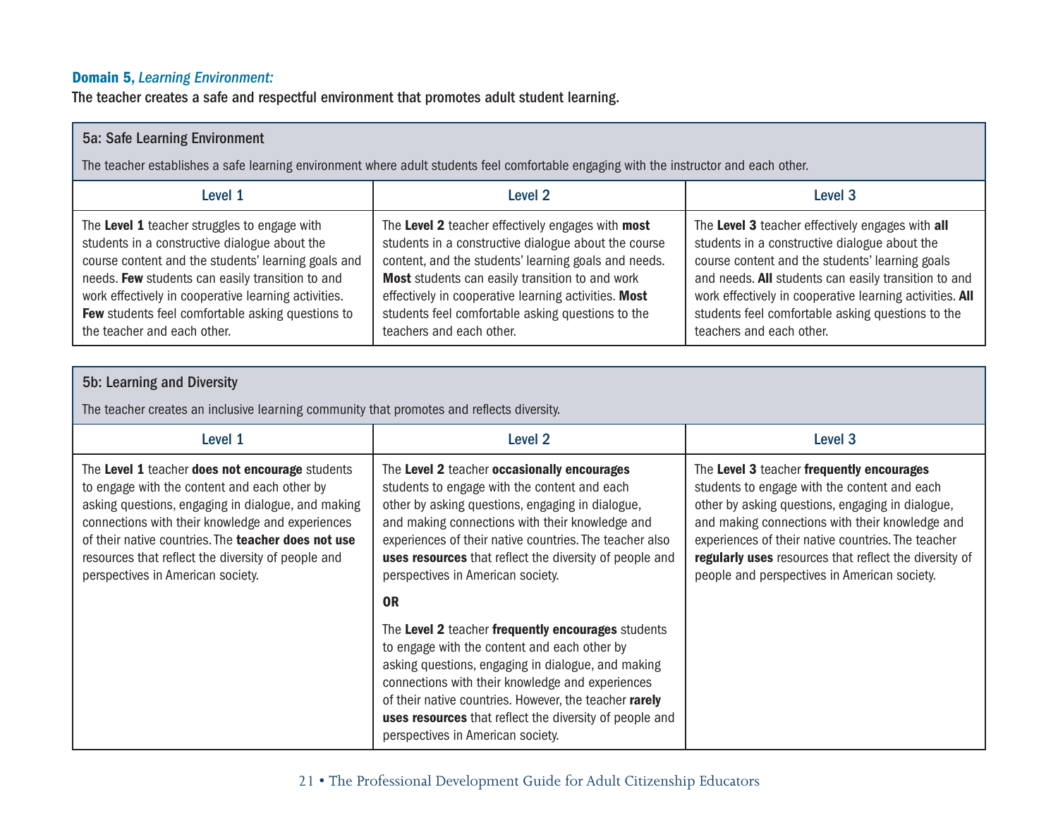**Domain 5,** ***Learning Environment:***

**The teacher creates a safe and respectful environment that promotes adult student learning.**

| 5a: Safe Learning Environment<br><br>The teacher establishes a safe learning environment where adult students feel comfortable engaging with the instructor and each other. | | |
|---|---|---|
| Level 1 | Level 2 | Level 3 |
| The **Level 1** teacher struggles to engage with students in a constructive dialogue about the course content and the students' learning goals and needs. **Few** students can easily transition to and work effectively in cooperative learning activities. **Few** students feel comfortable asking questions to the teacher and each other. | The **Level 2** teacher effectively engages with **most** students in a constructive dialogue about the course content, and the students' learning goals and needs. **Most** students can easily transition to and work effectively in cooperative learning activities. **Most** students feel comfortable asking questions to the teachers and each other. | The **Level 3** teacher effectively engages with **all** students in a constructive dialogue about the course content and the students' learning goals and needs. **All** students can easily transition to and work effectively in cooperative learning activities. **All** students feel comfortable asking questions to the teachers and each other. |

| 5b: Learning and Diversity<br><br>The teacher creates an inclusive learning community that promotes and reflects diversity. | | |
|---|---|---|
| Level 1 | Level 2 | Level 3 |
| The **Level 1** teacher **does not encourage** students to engage with the content and each other by asking questions, engaging in dialogue, and making connections with their knowledge and experiences of their native countries. The **teacher does not use** resources that reflect the diversity of people and perspectives in American society. | The **Level 2** teacher **occasionally encourages** students to engage with the content and each other by asking questions, engaging in dialogue, and making connections with their knowledge and experiences of their native countries. The teacher also **uses resources** that reflect the diversity of people and perspectives in American society.<br><br>**OR**<br><br>The **Level 2** teacher **frequently encourages** students to engage with the content and each other by asking questions, engaging in dialogue, and making connections with their knowledge and experiences of their native countries. However, the teacher **rarely uses resources** that reflect the diversity of people and perspectives in American society. | The **Level 3** teacher **frequently encourages** students to engage with the content and each other by asking questions, engaging in dialogue, and making connections with their knowledge and experiences of their native countries. The teacher **regularly uses** resources that reflect the diversity of people and perspectives in American society. |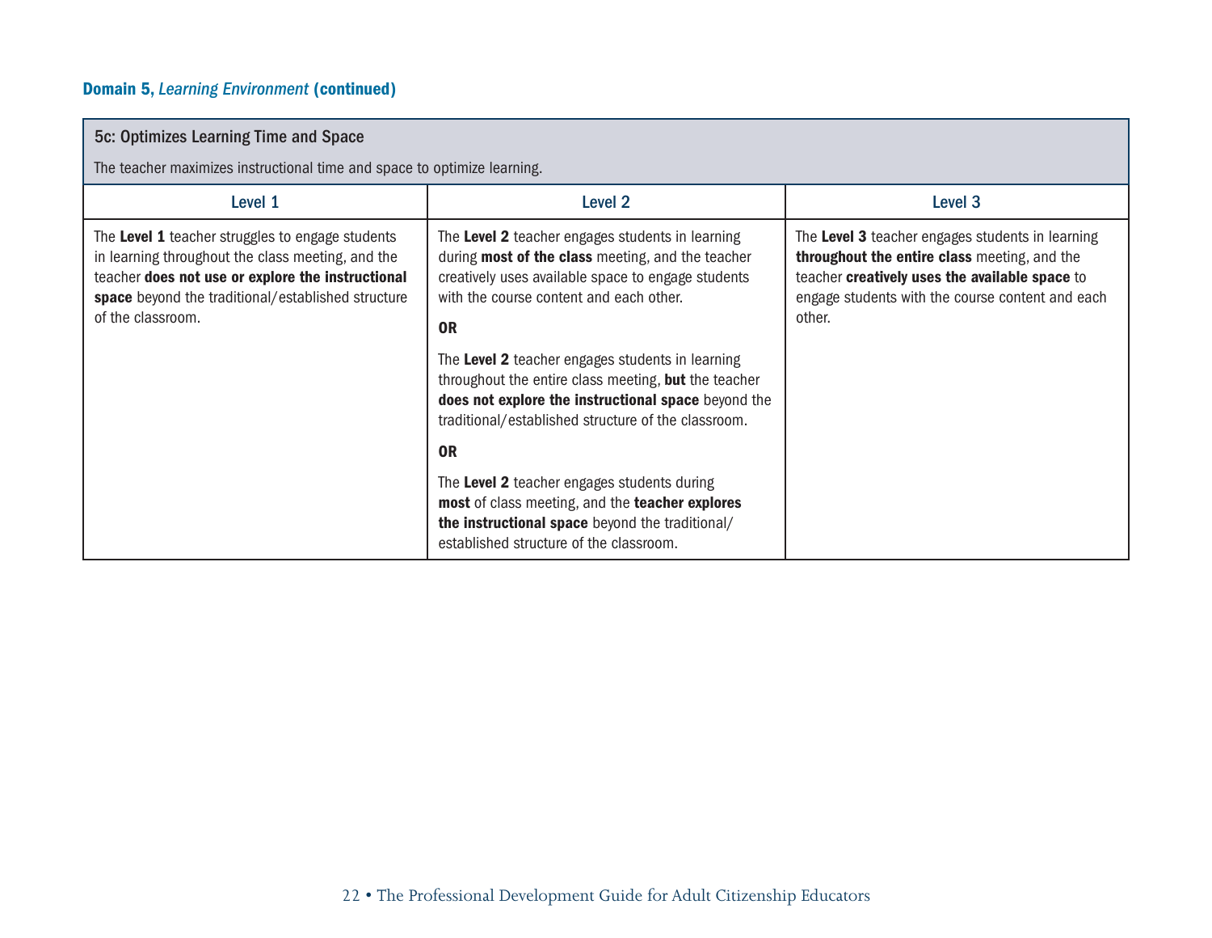## Domain 5, *Learning Environment* (continued)

| 5c: Optimizes Learning Time and Space<br><br>The teacher maximizes instructional time and space to optimize learning. | | |
|---|---|---|
| **Level 1** | **Level 2** | **Level 3** |
| The **Level 1** teacher struggles to engage students in learning throughout the class meeting, and the teacher **does not use or explore the instructional space** beyond the traditional/established structure of the classroom. | The **Level 2** teacher engages students in learning during **most of the class** meeting, and the teacher creatively uses available space to engage students with the course content and each other.<br><br>**OR**<br><br>The **Level 2** teacher engages students in learning throughout the entire class meeting, **but** the teacher **does not explore the instructional space** beyond the traditional/established structure of the classroom.<br><br>**OR**<br><br>The **Level 2** teacher engages students during **most** of class meeting, and the **teacher explores the instructional space** beyond the traditional/established structure of the classroom. | The **Level 3** teacher engages students in learning **throughout the entire class** meeting, and the teacher **creatively uses the available space** to engage students with the course content and each other. |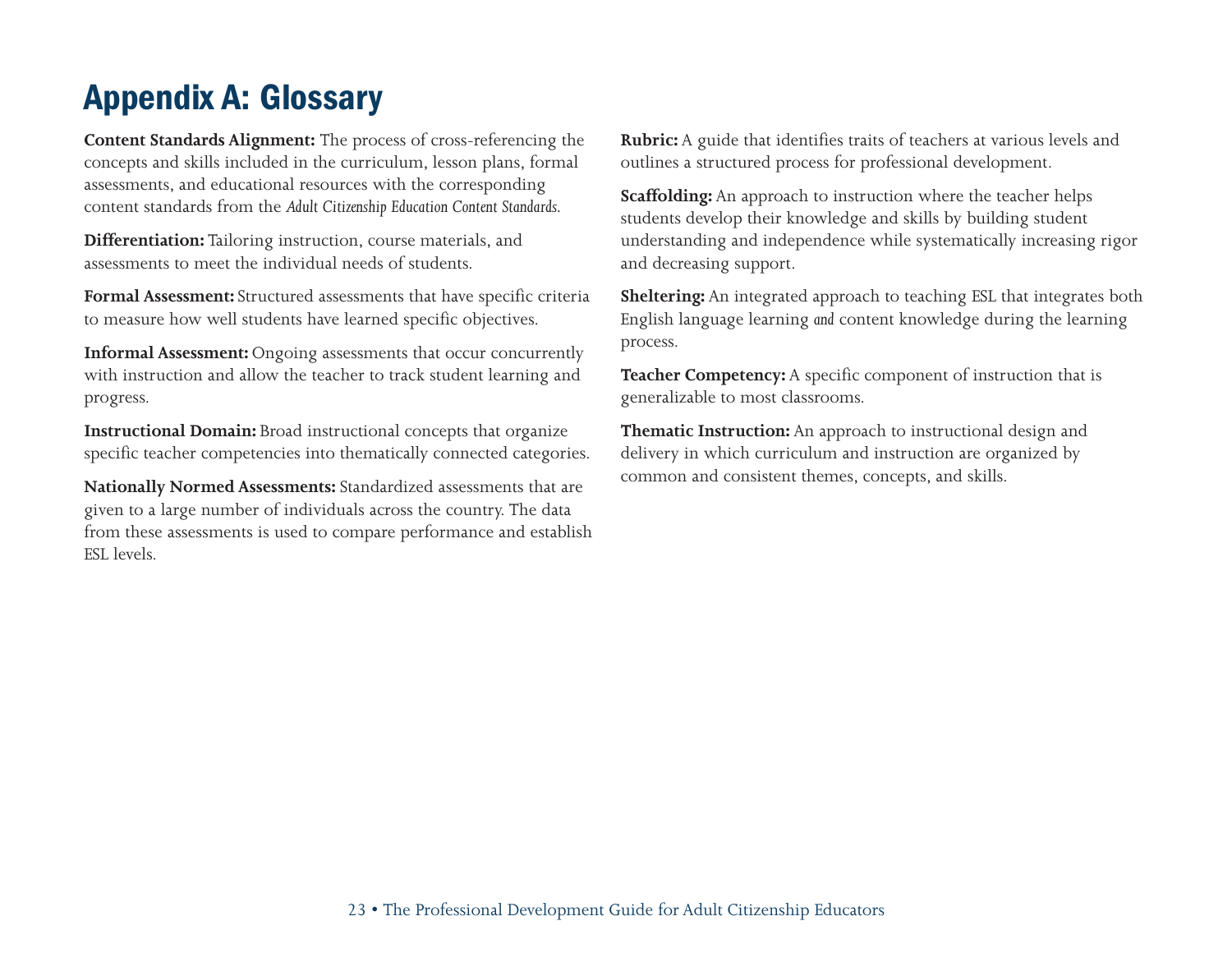# Appendix A: Glossary

**Content Standards Alignment:** The process of cross-referencing the concepts and skills included in the curriculum, lesson plans, formal assessments, and educational resources with the corresponding content standards from the *Adult Citizenship Education Content Standards*.

**Differentiation:** Tailoring instruction, course materials, and assessments to meet the individual needs of students.

**Formal Assessment:** Structured assessments that have specific criteria to measure how well students have learned specific objectives.

**Informal Assessment:** Ongoing assessments that occur concurrently with instruction and allow the teacher to track student learning and progress.

**Instructional Domain:** Broad instructional concepts that organize specific teacher competencies into thematically connected categories.

**Nationally Normed Assessments:** Standardized assessments that are given to a large number of individuals across the country. The data from these assessments is used to compare performance and establish ESL levels.

**Rubric:** A guide that identifies traits of teachers at various levels and outlines a structured process for professional development.

**Scaffolding:** An approach to instruction where the teacher helps students develop their knowledge and skills by building student understanding and independence while systematically increasing rigor and decreasing support.

**Sheltering:** An integrated approach to teaching ESL that integrates both English language learning *and* content knowledge during the learning process.

**Teacher Competency:** A specific component of instruction that is generalizable to most classrooms.

**Thematic Instruction:** An approach to instructional design and delivery in which curriculum and instruction are organized by common and consistent themes, concepts, and skills.